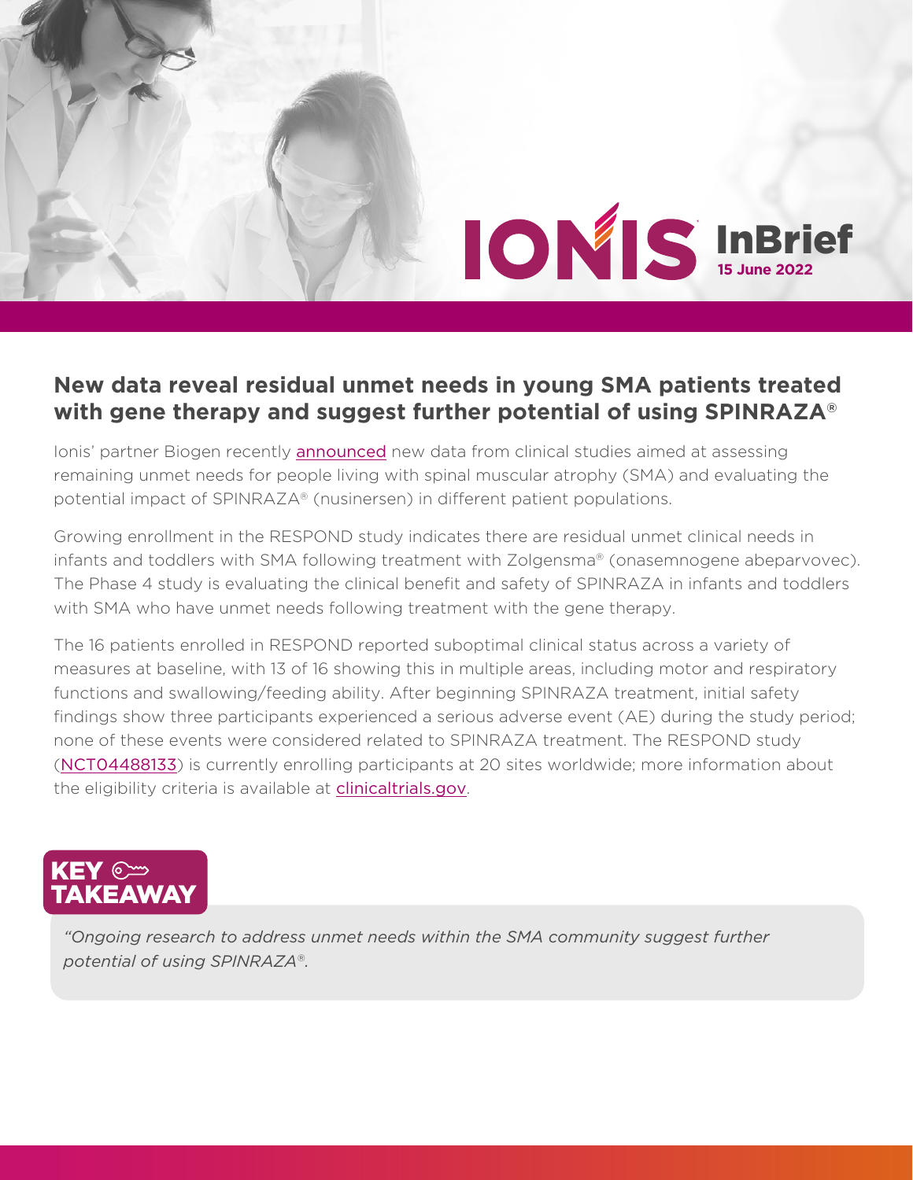IONIS InBrief
15 June 2022

## New data reveal residual unmet needs in young SMA patients treated with gene therapy and suggest further potential of using SPINRAZA®

Ionis' partner Biogen recently announced new data from clinical studies aimed at assessing remaining unmet needs for people living with spinal muscular atrophy (SMA) and evaluating the potential impact of SPINRAZA® (nusinersen) in different patient populations.

Growing enrollment in the RESPOND study indicates there are residual unmet clinical needs in infants and toddlers with SMA following treatment with Zolgensma® (onasemnogene abeparvovec). The Phase 4 study is evaluating the clinical benefit and safety of SPINRAZA in infants and toddlers with SMA who have unmet needs following treatment with the gene therapy.

The 16 patients enrolled in RESPOND reported suboptimal clinical status across a variety of measures at baseline, with 13 of 16 showing this in multiple areas, including motor and respiratory functions and swallowing/feeding ability. After beginning SPINRAZA treatment, initial safety findings show three participants experienced a serious adverse event (AE) during the study period; none of these events were considered related to SPINRAZA treatment. The RESPOND study (NCT04488133) is currently enrolling participants at 20 sites worldwide; more information about the eligibility criteria is available at clinicaltrials.gov.

**KEY TAKEAWAY**

*"Ongoing research to address unmet needs within the SMA community suggest further potential of using SPINRAZA®.*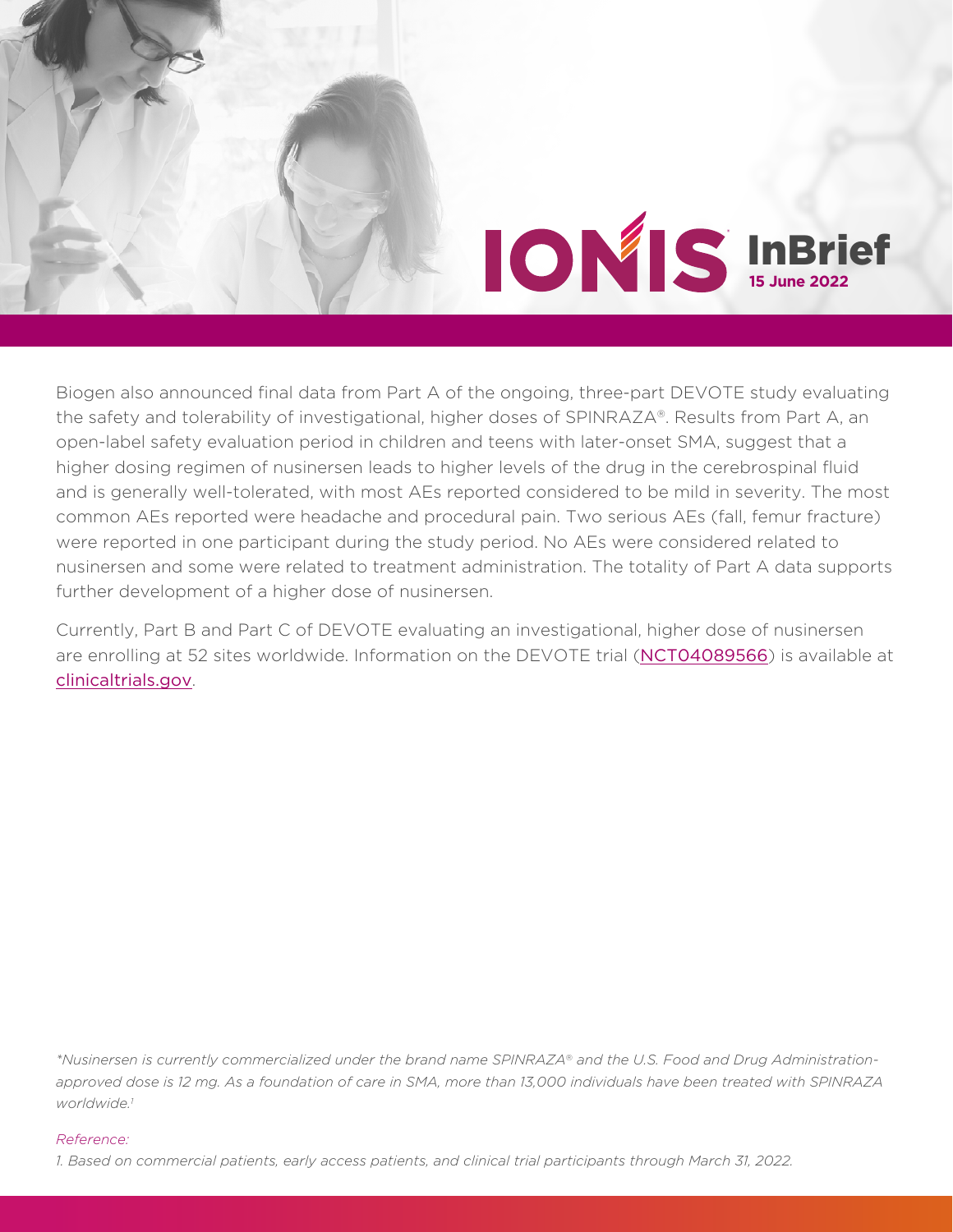Biogen also announced final data from Part A of the ongoing, three-part DEVOTE study evaluating the safety and tolerability of investigational, higher doses of SPINRAZA®. Results from Part A, an open-label safety evaluation period in children and teens with later-onset SMA, suggest that a higher dosing regimen of nusinersen leads to higher levels of the drug in the cerebrospinal fluid and is generally well-tolerated, with most AEs reported considered to be mild in severity. The most common AEs reported were headache and procedural pain. Two serious AEs (fall, femur fracture) were reported in one participant during the study period. No AEs were considered related to nusinersen and some were related to treatment administration. The totality of Part A data supports further development of a higher dose of nusinersen.

Currently, Part B and Part C of DEVOTE evaluating an investigational, higher dose of nusinersen are enrolling at 52 sites worldwide. Information on the DEVOTE trial (NCT04089566) is available at clinicaltrials.gov.

*\*Nusinersen is currently commercialized under the brand name SPINRAZA® and the U.S. Food and Drug Administration-approved dose is 12 mg. As a foundation of care in SMA, more than 13,000 individuals have been treated with SPINRAZA worldwide.[1]*

*Reference:*

*1. Based on commercial patients, early access patients, and clinical trial participants through March 31, 2022.*